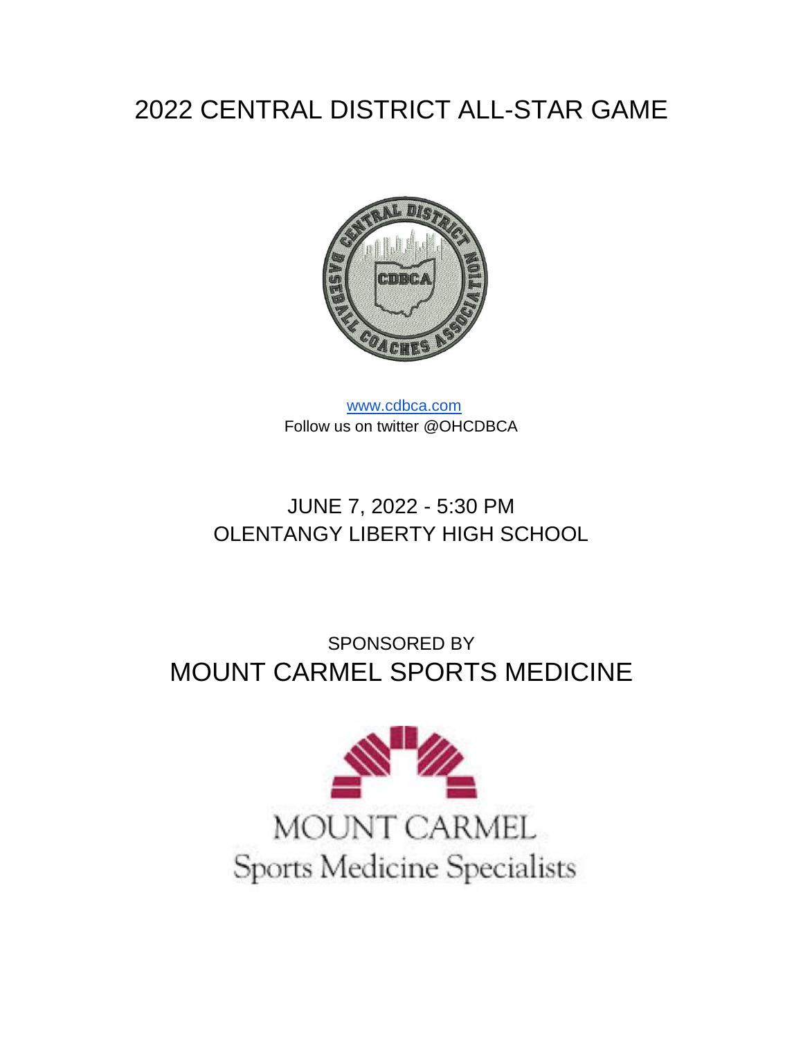# 2022 CENTRAL DISTRICT ALL-STAR GAME

[www.cdbca.com](http://www.cdbca.com)
Follow us on twitter @OHCDBCA

## JUNE 7, 2022 - 5:30 PM
## OLENTANGY LIBERTY HIGH SCHOOL

SPONSORED BY

## MOUNT CARMEL SPORTS MEDICINE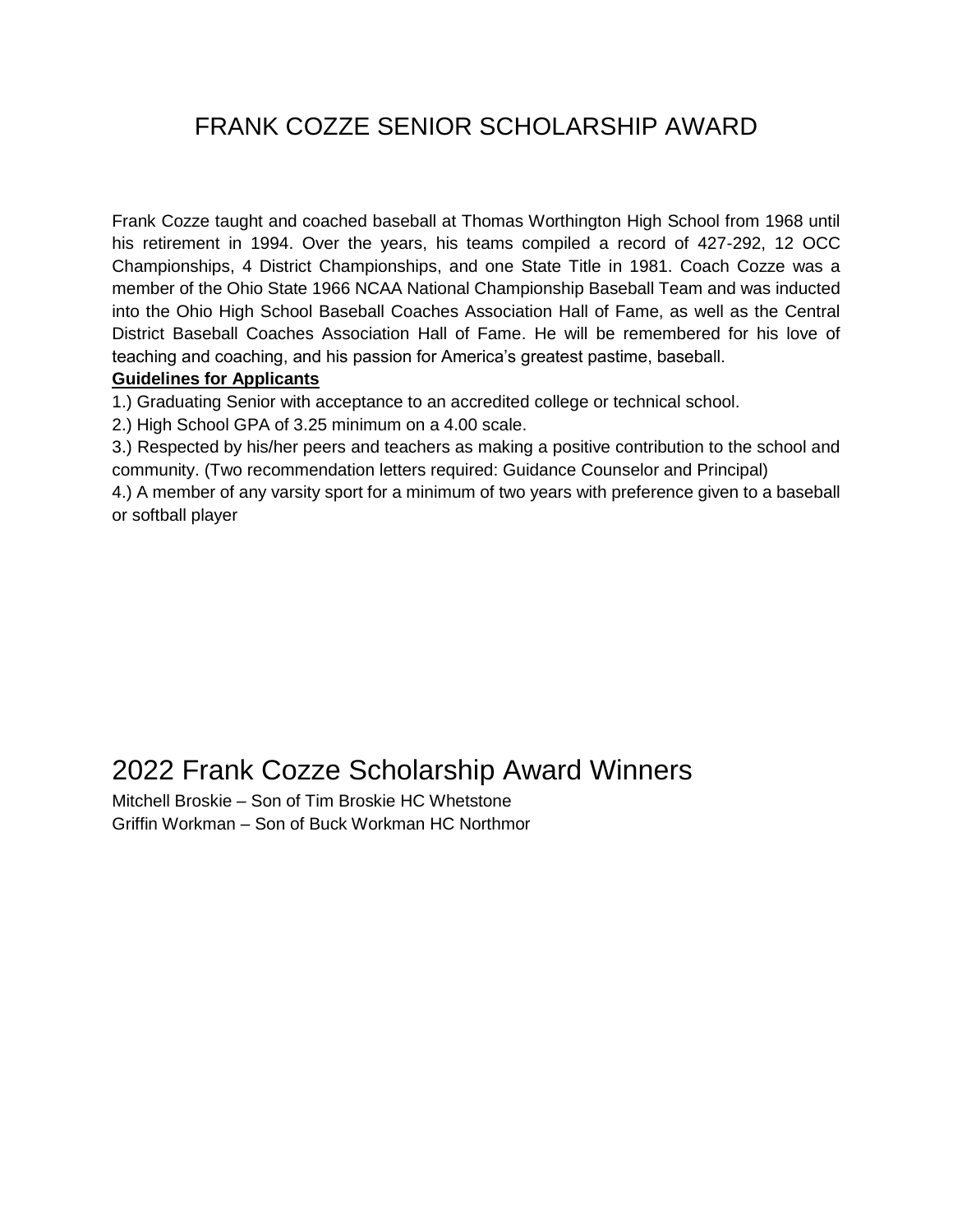# FRANK COZZE SENIOR SCHOLARSHIP AWARD

Frank Cozze taught and coached baseball at Thomas Worthington High School from 1968 until his retirement in 1994. Over the years, his teams compiled a record of 427-292, 12 OCC Championships, 4 District Championships, and one State Title in 1981. Coach Cozze was a member of the Ohio State 1966 NCAA National Championship Baseball Team and was inducted into the Ohio High School Baseball Coaches Association Hall of Fame, as well as the Central District Baseball Coaches Association Hall of Fame. He will be remembered for his love of teaching and coaching, and his passion for America's greatest pastime, baseball.

**Guidelines for Applicants**

1.) Graduating Senior with acceptance to an accredited college or technical school.

2.) High School GPA of 3.25 minimum on a 4.00 scale.

3.) Respected by his/her peers and teachers as making a positive contribution to the school and community. (Two recommendation letters required: Guidance Counselor and Principal)

4.) A member of any varsity sport for a minimum of two years with preference given to a baseball or softball player

## 2022 Frank Cozze Scholarship Award Winners

Mitchell Broskie – Son of Tim Broskie HC Whetstone
Griffin Workman – Son of Buck Workman HC Northmor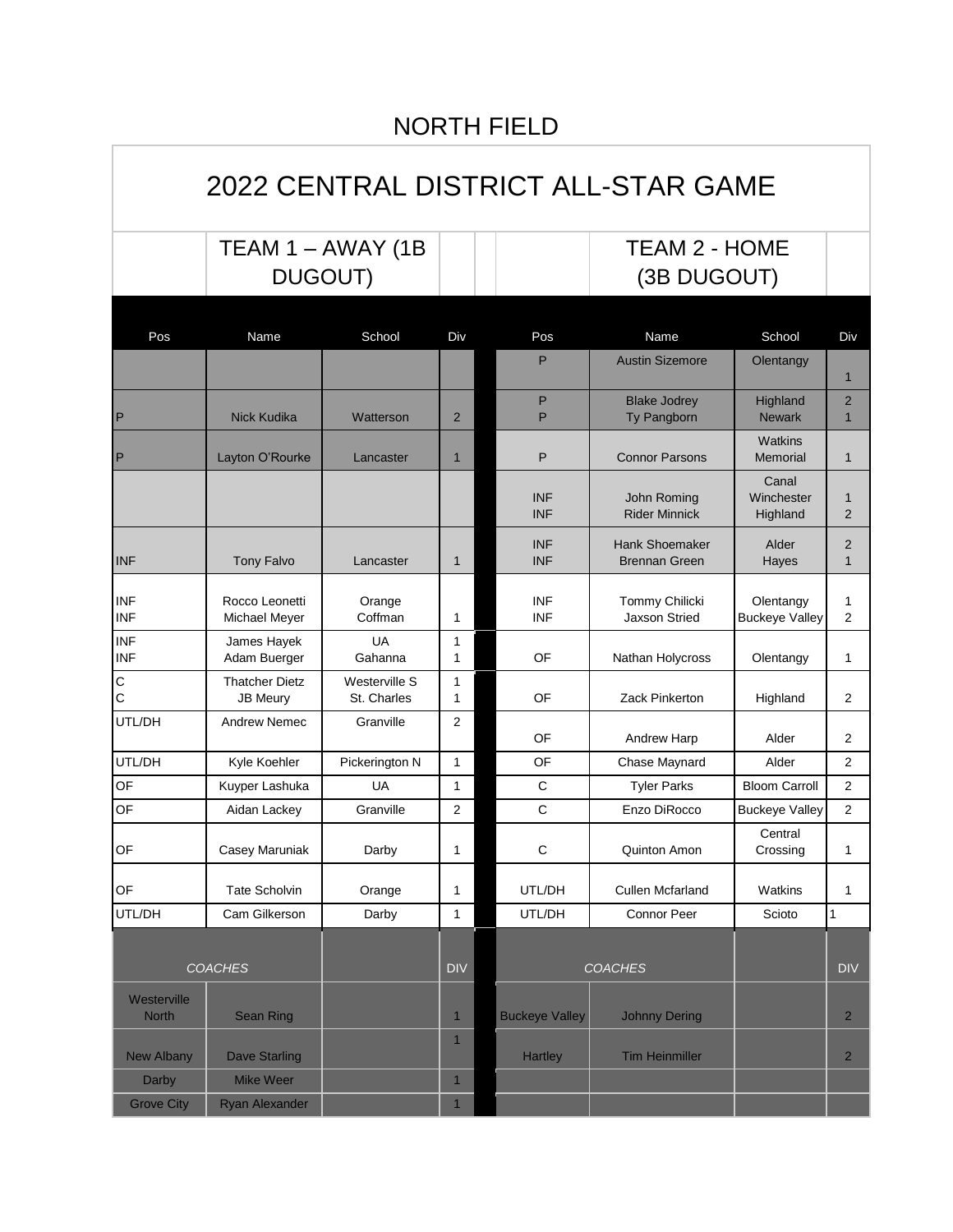# NORTH FIELD

## 2022 CENTRAL DISTRICT ALL-STAR GAME

| Pos | Name | School | Div | Pos | Name | School | Div |
|---|---|---|---|---|---|---|---|
| TEAM 1 – AWAY (1B DUGOUT) | | | | TEAM 2 - HOME (3B DUGOUT) | | | |
| | | | | P | Austin Sizemore | Olentangy | 1 |
| P | Nick Kudika | Watterson | 2 | P<br>P | Blake Jodrey<br>Ty Pangborn | Highland<br>Newark | 2<br>1 |
| P | Layton O'Rourke | Lancaster | 1 | P | Connor Parsons | Watkins Memorial | 1 |
| | | | | INF<br>INF | John Roming<br>Rider Minnick | Canal Winchester<br>Highland | 1<br>2 |
| INF | Tony Falvo | Lancaster | 1 | INF<br>INF | Hank Shoemaker<br>Brennan Green | Alder<br>Hayes | 2<br>1 |
| INF<br>INF | Rocco Leonetti<br>Michael Meyer | Orange<br>Coffman | 1 | INF<br>INF | Tommy Chilicki<br>Jaxson Stried | Olentangy<br>Buckeye Valley | 1<br>2 |
| INF<br>INF | James Hayek<br>Adam Buerger | UA<br>Gahanna | 1<br>1 | OF | Nathan Holycross | Olentangy | 1 |
| C<br>C | Thatcher Dietz<br>JB Meury | Westerville S<br>St. Charles | 1<br>1 | OF | Zack Pinkerton | Highland | 2 |
| UTL/DH | Andrew Nemec | Granville | 2 | OF | Andrew Harp | Alder | 2 |
| UTL/DH | Kyle Koehler | Pickerington N | 1 | OF | Chase Maynard | Alder | 2 |
| OF | Kuyper Lashuka | UA | 1 | C | Tyler Parks | Bloom Carroll | 2 |
| OF | Aidan Lackey | Granville | 2 | C | Enzo DiRocco | Buckeye Valley | 2 |
| OF | Casey Maruniak | Darby | 1 | C | Quinton Amon | Central Crossing | 1 |
| OF | Tate Scholvin | Orange | 1 | UTL/DH | Cullen Mcfarland | Watkins | 1 |
| UTL/DH | Cam Gilkerson | Darby | 1 | UTL/DH | Connor Peer | Scioto | 1 |
| *COACHES* | | | DIV | *COACHES* | | | DIV |
| Westerville North | Sean Ring | | 1 | Buckeye Valley | Johnny Dering | | 2 |
| New Albany | Dave Starling | | 1 | Hartley | Tim Heinmiller | | 2 |
| Darby | Mike Weer | | 1 | | | | |
| Grove City | Ryan Alexander | | 1 | | | | |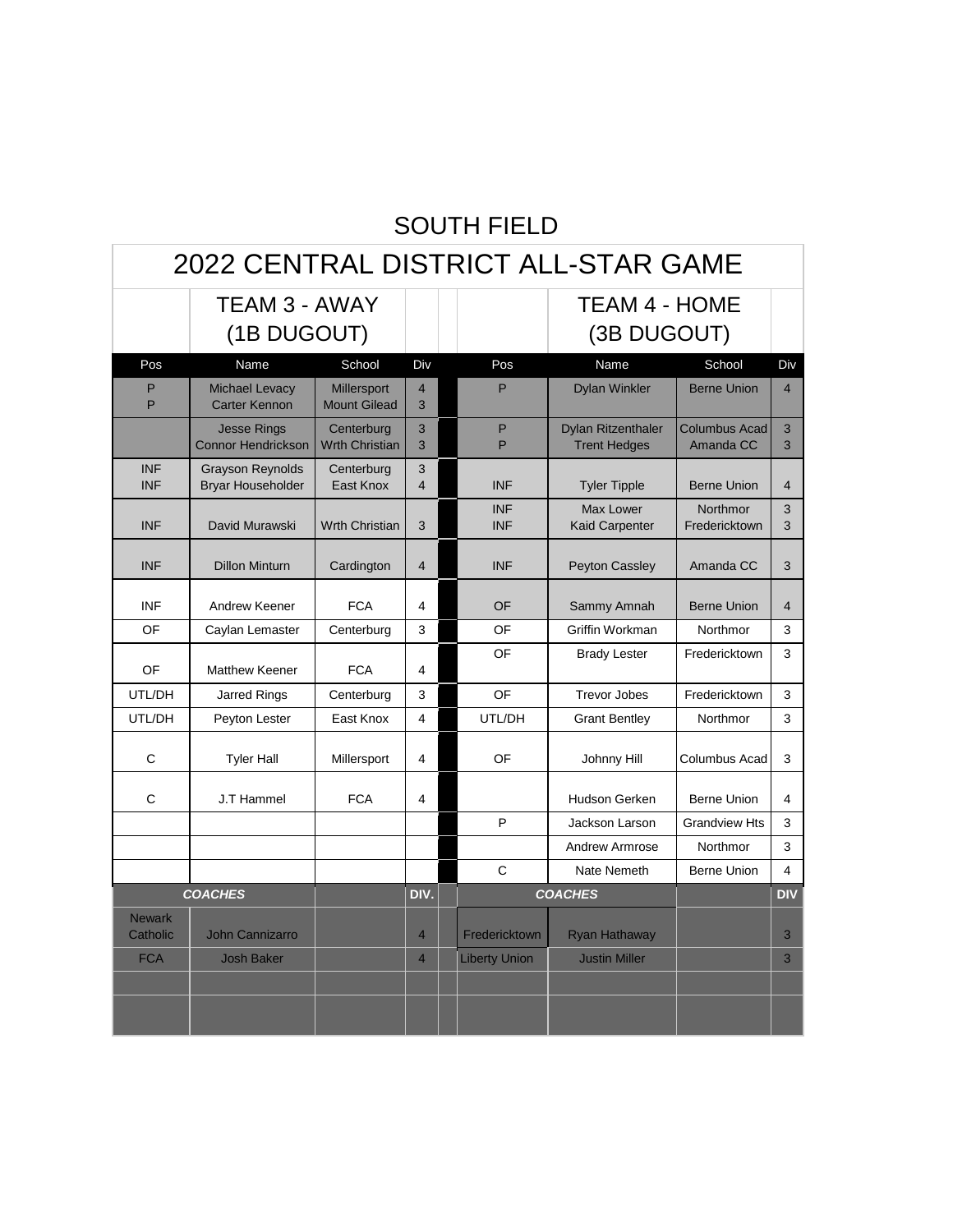# SOUTH FIELD

## 2022 CENTRAL DISTRICT ALL-STAR GAME

| TEAM 3 - AWAY (1B DUGOUT) | | | | | TEAM 4 - HOME (3B DUGOUT) | | |
|---|---|---|---|---|---|---|---|
| Pos | Name | School | Div | Pos | Name | School | Div |
| P<br>P | Michael Levacy<br>Carter Kennon | Millersport<br>Mount Gilead | 4<br>3 | P | Dylan Winkler | Berne Union | 4 |
| | Jesse Rings<br>Connor Hendrickson | Centerburg<br>Wrth Christian | 3<br>3 | P<br>P | Dylan Ritzenthaler<br>Trent Hedges | Columbus Acad<br>Amanda CC | 3<br>3 |
| INF<br>INF | Grayson Reynolds<br>Bryar Householder | Centerburg<br>East Knox | 3<br>4 | INF | Tyler Tipple | Berne Union | 4 |
| INF | David Murawski | Wrth Christian | 3 | INF<br>INF | Max Lower<br>Kaid Carpenter | Northmor<br>Fredericktown | 3<br>3 |
| INF | Dillon Minturn | Cardington | 4 | INF | Peyton Cassley | Amanda CC | 3 |
| INF | Andrew Keener | FCA | 4 | OF | Sammy Amnah | Berne Union | 4 |
| OF | Caylan Lemaster | Centerburg | 3 | OF | Griffin Workman | Northmor | 3 |
| OF | Matthew Keener | FCA | 4 | OF | Brady Lester | Fredericktown | 3 |
| UTL/DH | Jarred Rings | Centerburg | 3 | OF | Trevor Jobes | Fredericktown | 3 |
| UTL/DH | Peyton Lester | East Knox | 4 | UTL/DH | Grant Bentley | Northmor | 3 |
| C | Tyler Hall | Millersport | 4 | OF | Johnny Hill | Columbus Acad | 3 |
| C | J.T Hammel | FCA | 4 | | Hudson Gerken | Berne Union | 4 |
| | | | | P | Jackson Larson | Grandview Hts | 3 |
| | | | | | Andrew Armrose | Northmor | 3 |
| | | | | C | Nate Nemeth | Berne Union | 4 |
| ***COACHES*** | | | **DIV.** | ***COACHES*** | | | **DIV** |
| Newark Catholic | John Cannizarro | | 4 | Fredericktown | Ryan Hathaway | | 3 |
| FCA | Josh Baker | | 4 | Liberty Union | Justin Miller | | 3 |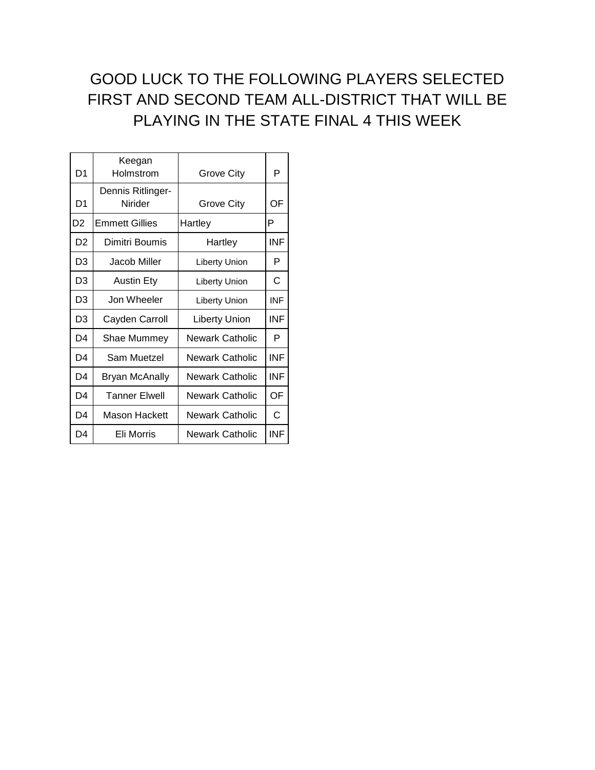GOOD LUCK TO THE FOLLOWING PLAYERS SELECTED FIRST AND SECOND TEAM ALL-DISTRICT THAT WILL BE PLAYING IN THE STATE FINAL 4 THIS WEEK

| | | | |
|---|---|---|---|
| D1 | Keegan Holmstrom | Grove City | P |
| D1 | Dennis Ritlinger-Nirider | Grove City | OF |
| D2 | Emmett Gillies | Hartley | P |
| D2 | Dimitri Boumis | Hartley | INF |
| D3 | Jacob Miller | Liberty Union | P |
| D3 | Austin Ety | Liberty Union | C |
| D3 | Jon Wheeler | Liberty Union | INF |
| D3 | Cayden Carroll | Liberty Union | INF |
| D4 | Shae Mummey | Newark Catholic | P |
| D4 | Sam Muetzel | Newark Catholic | INF |
| D4 | Bryan McAnally | Newark Catholic | INF |
| D4 | Tanner Elwell | Newark Catholic | OF |
| D4 | Mason Hackett | Newark Catholic | C |
| D4 | Eli Morris | Newark Catholic | INF |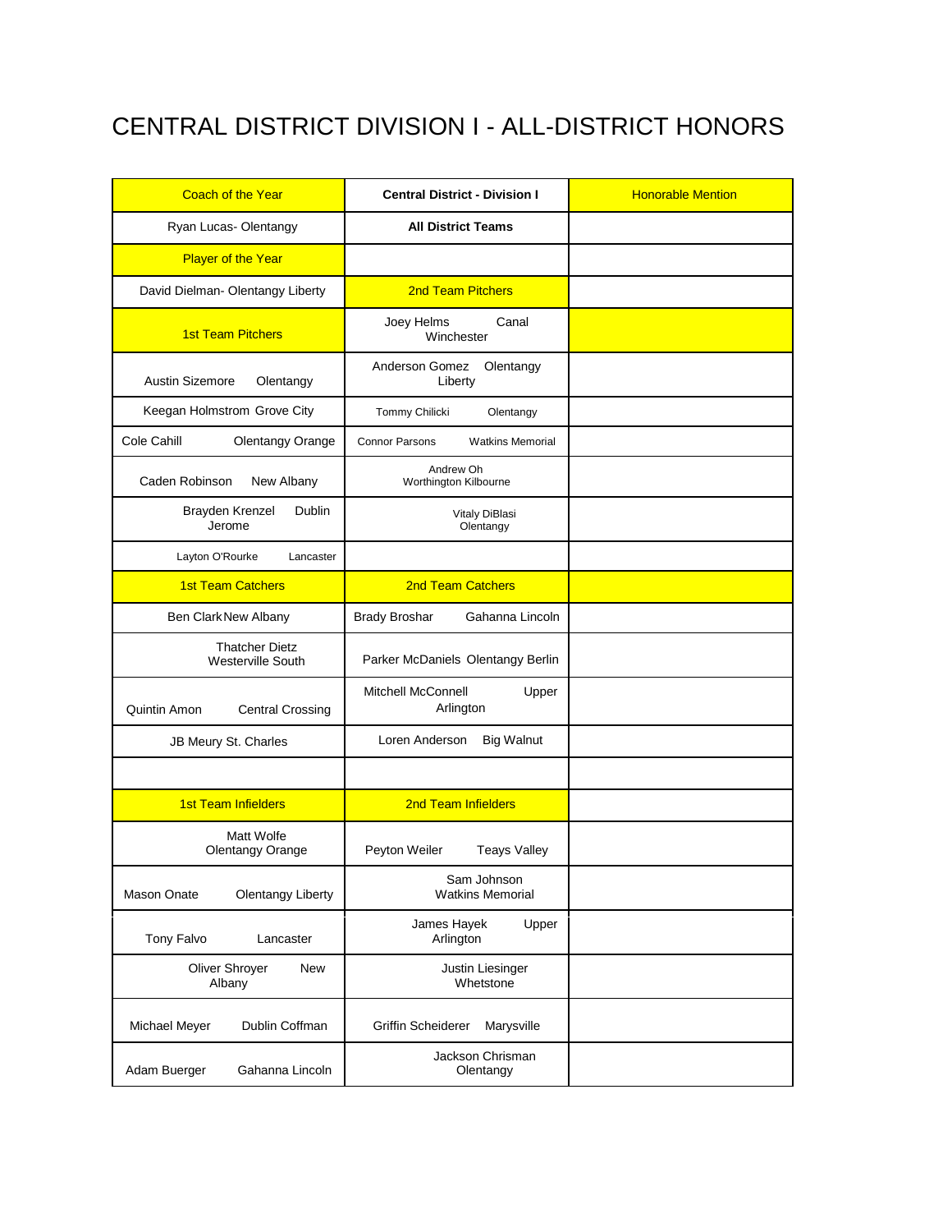# CENTRAL DISTRICT DIVISION I - ALL-DISTRICT HONORS

| Coach of the Year | Central District - Division I | Honorable Mention |
|---|---|---|
| Ryan Lucas- Olentangy | All District Teams | |
| Player of the Year | | |
| David Dielman- Olentangy Liberty | 2nd Team Pitchers | |
| 1st Team Pitchers | Joey Helms Canal Winchester | |
| Austin Sizemore Olentangy | Anderson Gomez Olentangy Liberty | |
| Keegan Holmstrom Grove City | Tommy Chilicki Olentangy | |
| Cole Cahill Olentangy Orange | Connor Parsons Watkins Memorial | |
| Caden Robinson New Albany | Andrew Oh Worthington Kilbourne | |
| Brayden Krenzel Dublin Jerome | Vitaly DiBlasi Olentangy | |
| Layton O'Rourke Lancaster | | |
| 1st Team Catchers | 2nd Team Catchers | |
| Ben Clark New Albany | Brady Broshar Gahanna Lincoln | |
| Thatcher Dietz Westerville South | Parker McDaniels Olentangy Berlin | |
| Quintin Amon Central Crossing | Mitchell McConnell Upper Arlington | |
| JB Meury St. Charles | Loren Anderson Big Walnut | |
| | | |
| 1st Team Infielders | 2nd Team Infielders | |
| Matt Wolfe Olentangy Orange | Peyton Weiler Teays Valley | |
| Mason Onate Olentangy Liberty | Sam Johnson Watkins Memorial | |
| Tony Falvo Lancaster | James Hayek Upper Arlington | |
| Oliver Shroyer New Albany | Justin Liesinger Whetstone | |
| Michael Meyer Dublin Coffman | Griffin Scheiderer Marysville | |
| Adam Buerger Gahanna Lincoln | Jackson Chrisman Olentangy | |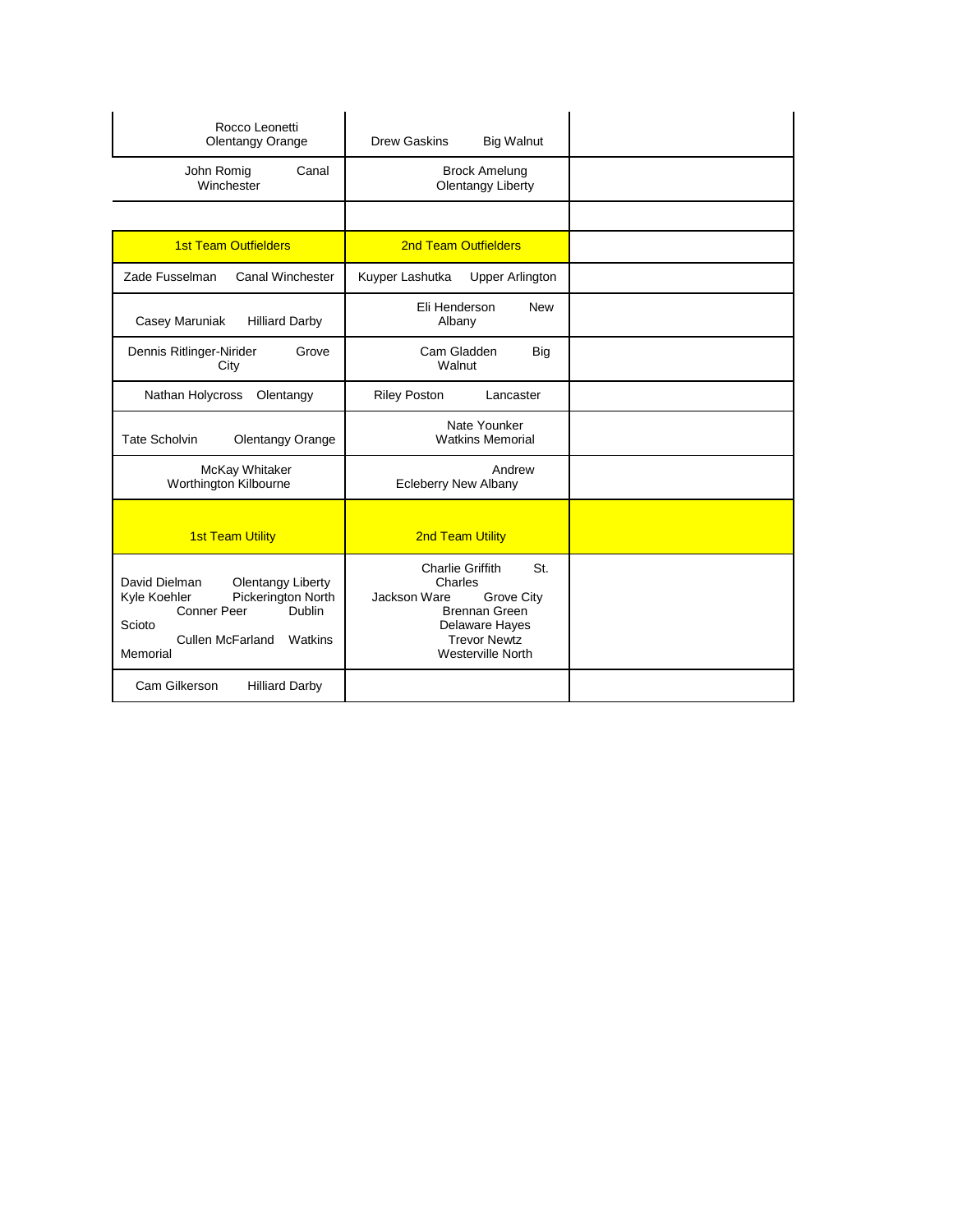| | | |
|---|---|---|
| Rocco Leonetti Olentangy Orange | Drew Gaskins Big Walnut | |
| John Romig Canal Winchester | Brock Amelung Olentangy Liberty | |
| | | |
| 1st Team Outfielders | 2nd Team Outfielders | |
| Zade Fusselman Canal Winchester | Kuyper Lashutka Upper Arlington | |
| Casey Maruniak Hilliard Darby | Eli Henderson New Albany | |
| Dennis Ritlinger-Nirider Grove City | Cam Gladden Big Walnut | |
| Nathan Holycross Olentangy | Riley Poston Lancaster | |
| Tate Scholvin Olentangy Orange | Nate Younker Watkins Memorial | |
| McKay Whitaker Worthington Kilbourne | Andrew Ecleberry New Albany | |
| 1st Team Utility | 2nd Team Utility | |
| David Dielman Olentangy Liberty<br>Kyle Koehler Pickerington North<br>Conner Peer Dublin Scioto<br>Cullen McFarland Watkins Memorial | Charlie Griffith St. Charles<br>Jackson Ware Grove City<br>Brennan Green Delaware Hayes<br>Trevor Newtz Westerville North | |
| Cam Gilkerson Hilliard Darby | | |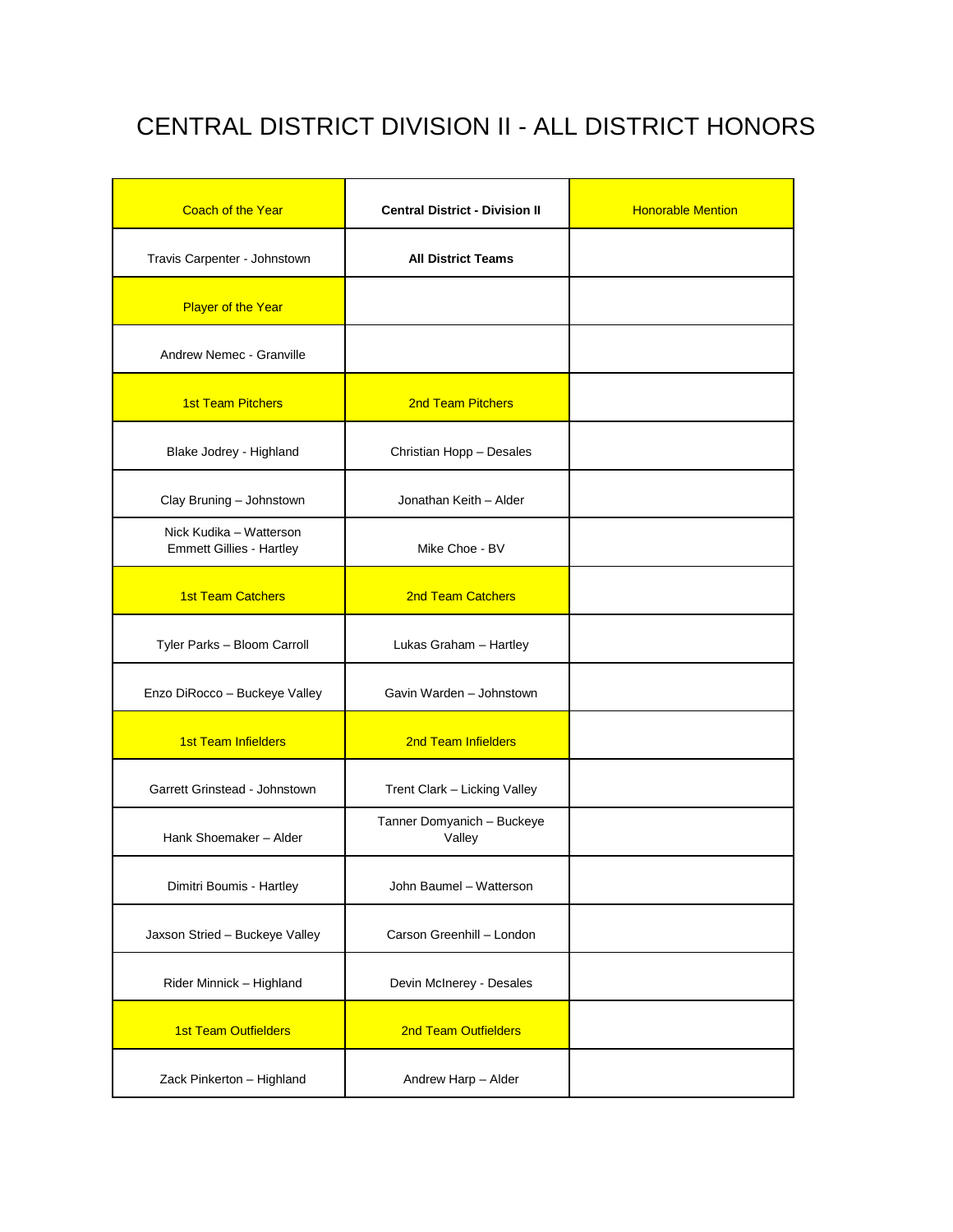# CENTRAL DISTRICT DIVISION II - ALL DISTRICT HONORS

| Coach of the Year | **Central District - Division II** | Honorable Mention |
|---|---|---|
| Travis Carpenter - Johnstown | **All District Teams** | |
| Player of the Year | | |
| Andrew Nemec - Granville | | |
| 1st Team Pitchers | 2nd Team Pitchers | |
| Blake Jodrey - Highland | Christian Hopp – Desales | |
| Clay Bruning – Johnstown | Jonathan Keith – Alder | |
| Nick Kudika – Watterson<br>Emmett Gillies - Hartley | Mike Choe - BV | |
| 1st Team Catchers | 2nd Team Catchers | |
| Tyler Parks – Bloom Carroll | Lukas Graham – Hartley | |
| Enzo DiRocco – Buckeye Valley | Gavin Warden – Johnstown | |
| 1st Team Infielders | 2nd Team Infielders | |
| Garrett Grinstead - Johnstown | Trent Clark – Licking Valley | |
| Hank Shoemaker – Alder | Tanner Domyanich – Buckeye Valley | |
| Dimitri Boumis - Hartley | John Baumel – Watterson | |
| Jaxson Stried – Buckeye Valley | Carson Greenhill – London | |
| Rider Minnick – Highland | Devin McInerey - Desales | |
| 1st Team Outfielders | 2nd Team Outfielders | |
| Zack Pinkerton – Highland | Andrew Harp – Alder | |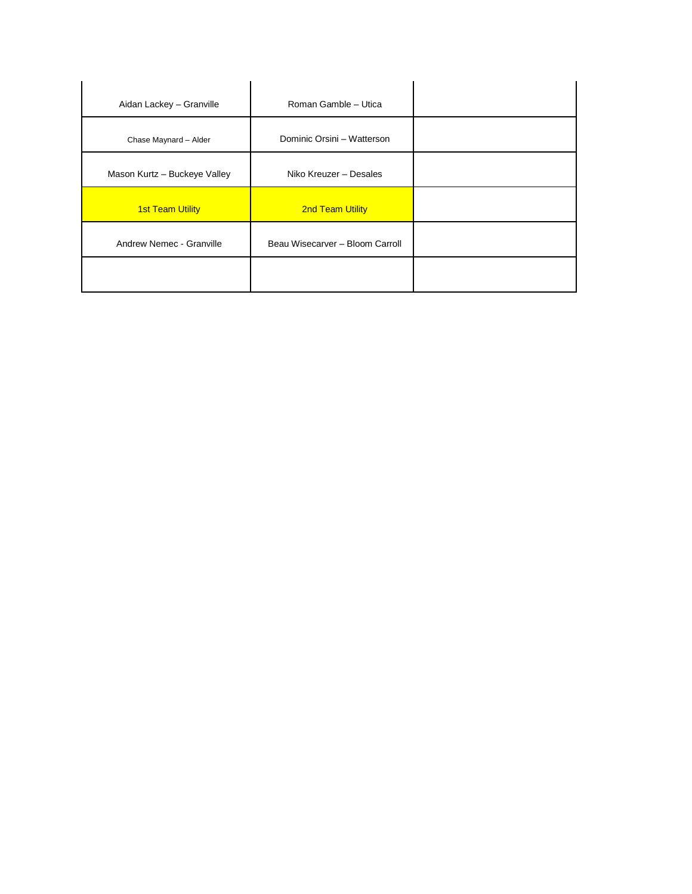| | | |
|---|---|---|
| Aidan Lackey – Granville | Roman Gamble – Utica | |
| Chase Maynard – Alder | Dominic Orsini – Watterson | |
| Mason Kurtz – Buckeye Valley | Niko Kreuzer – Desales | |
| 1st Team Utility | 2nd Team Utility | |
| Andrew Nemec - Granville | Beau Wisecarver – Bloom Carroll | |
| | | |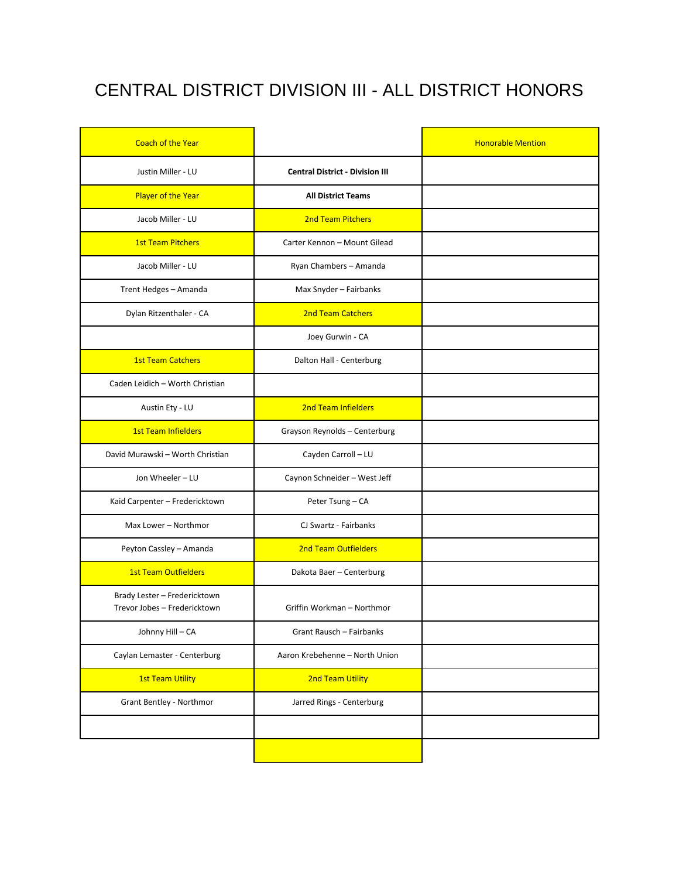# CENTRAL DISTRICT DIVISION III - ALL DISTRICT HONORS

| Coach of the Year | | Honorable Mention |
|---|---|---|
| Justin Miller - LU | **Central District - Division III** | |
| Player of the Year | **All District Teams** | |
| Jacob Miller - LU | 2nd Team Pitchers | |
| 1st Team Pitchers | Carter Kennon – Mount Gilead | |
| Jacob Miller - LU | Ryan Chambers – Amanda | |
| Trent Hedges – Amanda | Max Snyder – Fairbanks | |
| Dylan Ritzenthaler - CA | 2nd Team Catchers | |
| | Joey Gurwin - CA | |
| 1st Team Catchers | Dalton Hall - Centerburg | |
| Caden Leidich – Worth Christian | | |
| Austin Ety - LU | 2nd Team Infielders | |
| 1st Team Infielders | Grayson Reynolds – Centerburg | |
| David Murawski – Worth Christian | Cayden Carroll – LU | |
| Jon Wheeler – LU | Caynon Schneider – West Jeff | |
| Kaid Carpenter – Fredericktown | Peter Tsung – CA | |
| Max Lower – Northmor | CJ Swartz - Fairbanks | |
| Peyton Cassley – Amanda | 2nd Team Outfielders | |
| 1st Team Outfielders | Dakota Baer – Centerburg | |
| Brady Lester – Fredericktown<br>Trevor Jobes – Fredericktown | Griffin Workman – Northmor | |
| Johnny Hill – CA | Grant Rausch – Fairbanks | |
| Caylan Lemaster - Centerburg | Aaron Krebehenne – North Union | |
| 1st Team Utility | 2nd Team Utility | |
| Grant Bentley - Northmor | Jarred Rings - Centerburg | |
| | | |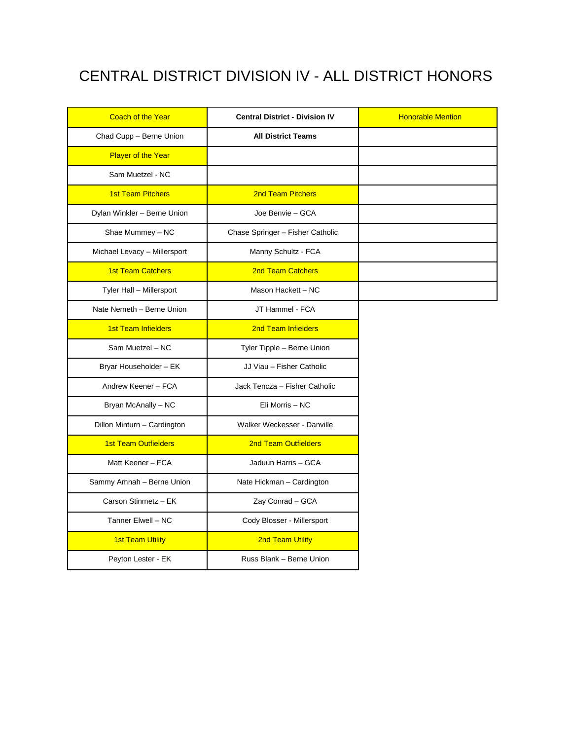# CENTRAL DISTRICT DIVISION IV - ALL DISTRICT HONORS

| | | |
|---|---|---|
| Coach of the Year | **Central District - Division IV** | Honorable Mention |
| Chad Cupp – Berne Union | **All District Teams** | |
| Player of the Year | | |
| Sam Muetzel - NC | | |
| 1st Team Pitchers | 2nd Team Pitchers | |
| Dylan Winkler – Berne Union | Joe Benvie – GCA | |
| Shae Mummey – NC | Chase Springer – Fisher Catholic | |
| Michael Levacy – Millersport | Manny Schultz - FCA | |
| 1st Team Catchers | 2nd Team Catchers | |
| Tyler Hall – Millersport | Mason Hackett – NC | |
| Nate Nemeth – Berne Union | JT Hammel - FCA | |
| 1st Team Infielders | 2nd Team Infielders | |
| Sam Muetzel – NC | Tyler Tipple – Berne Union | |
| Bryar Householder – EK | JJ Viau – Fisher Catholic | |
| Andrew Keener – FCA | Jack Tencza – Fisher Catholic | |
| Bryan McAnally – NC | Eli Morris – NC | |
| Dillon Minturn – Cardington | Walker Weckesser - Danville | |
| 1st Team Outfielders | 2nd Team Outfielders | |
| Matt Keener – FCA | Jaduun Harris – GCA | |
| Sammy Amnah – Berne Union | Nate Hickman – Cardington | |
| Carson Stinmetz – EK | Zay Conrad – GCA | |
| Tanner Elwell – NC | Cody Blosser - Millersport | |
| 1st Team Utility | 2nd Team Utility | |
| Peyton Lester - EK | Russ Blank – Berne Union | |